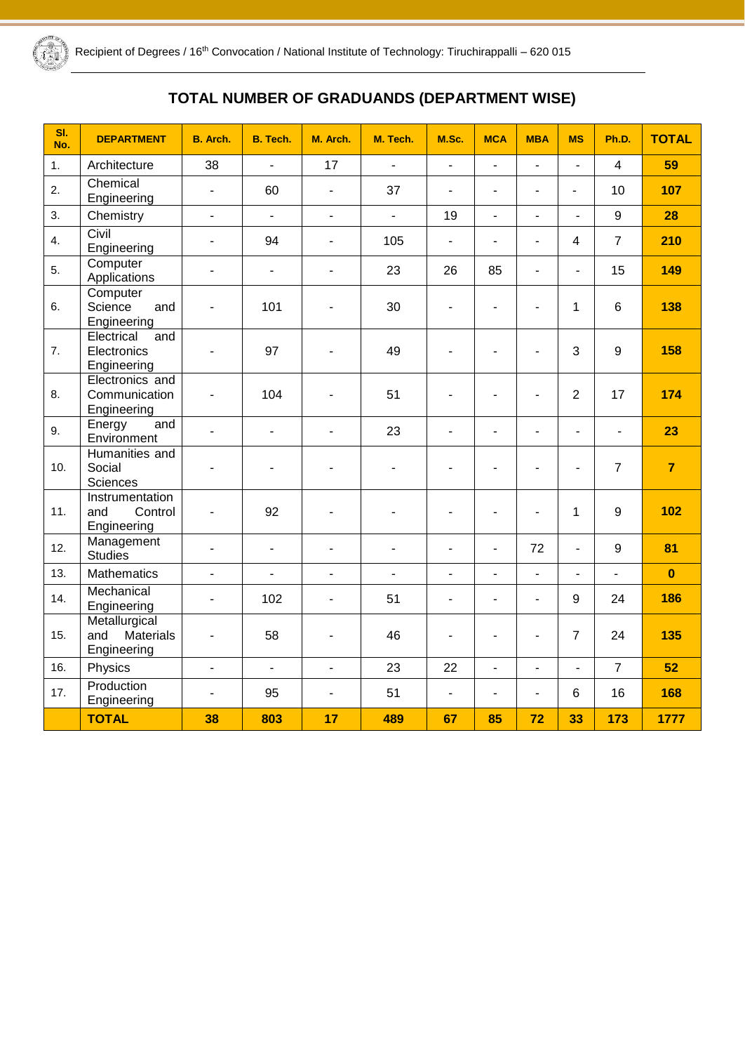# TOTAL NUMBER OF GRADUANDS (DEPARTMENT WISE)

| Sl. No. | DEPARTMENT | B. Arch. | B. Tech. | M. Arch. | M. Tech. | M.Sc. | MCA | MBA | MS | Ph.D. | TOTAL |
|---|---|---|---|---|---|---|---|---|---|---|---|
| 1. | Architecture | 38 | - | 17 | - | - | - | - | - | 4 | **59** |
| 2. | Chemical Engineering | - | 60 | - | 37 | - | - | - | - | 10 | **107** |
| 3. | Chemistry | - | - | - | - | 19 | - | - | - | 9 | **28** |
| 4. | Civil Engineering | - | 94 | - | 105 | - | - | - | 4 | 7 | **210** |
| 5. | Computer Applications | - | - | - | 23 | 26 | 85 | - | - | 15 | **149** |
| 6. | Computer Science and Engineering | - | 101 | - | 30 | - | - | - | 1 | 6 | **138** |
| 7. | Electrical and Electronics Engineering | - | 97 | - | 49 | - | - | - | 3 | 9 | **158** |
| 8. | Electronics and Communication Engineering | - | 104 | - | 51 | - | - | - | 2 | 17 | **174** |
| 9. | Energy and Environment | - | - | - | 23 | - | - | - | - | - | **23** |
| 10. | Humanities and Social Sciences | - | - | - | - | - | - | - | - | 7 | **7** |
| 11. | Instrumentation and Control Engineering | - | 92 | - | - | - | - | - | 1 | 9 | **102** |
| 12. | Management Studies | - | - | - | - | - | - | 72 | - | 9 | **81** |
| 13. | Mathematics | - | - | - | - | - | - | - | - | - | **0** |
| 14. | Mechanical Engineering | - | 102 | - | 51 | - | - | - | 9 | 24 | **186** |
| 15. | Metallurgical and Materials Engineering | - | 58 | - | 46 | - | - | - | 7 | 24 | **135** |
| 16. | Physics | - | - | - | 23 | 22 | - | - | - | 7 | **52** |
| 17. | Production Engineering | - | 95 | - | 51 | - | - | - | 6 | 16 | **168** |
| | **TOTAL** | **38** | **803** | **17** | **489** | **67** | **85** | **72** | **33** | **173** | **1777** |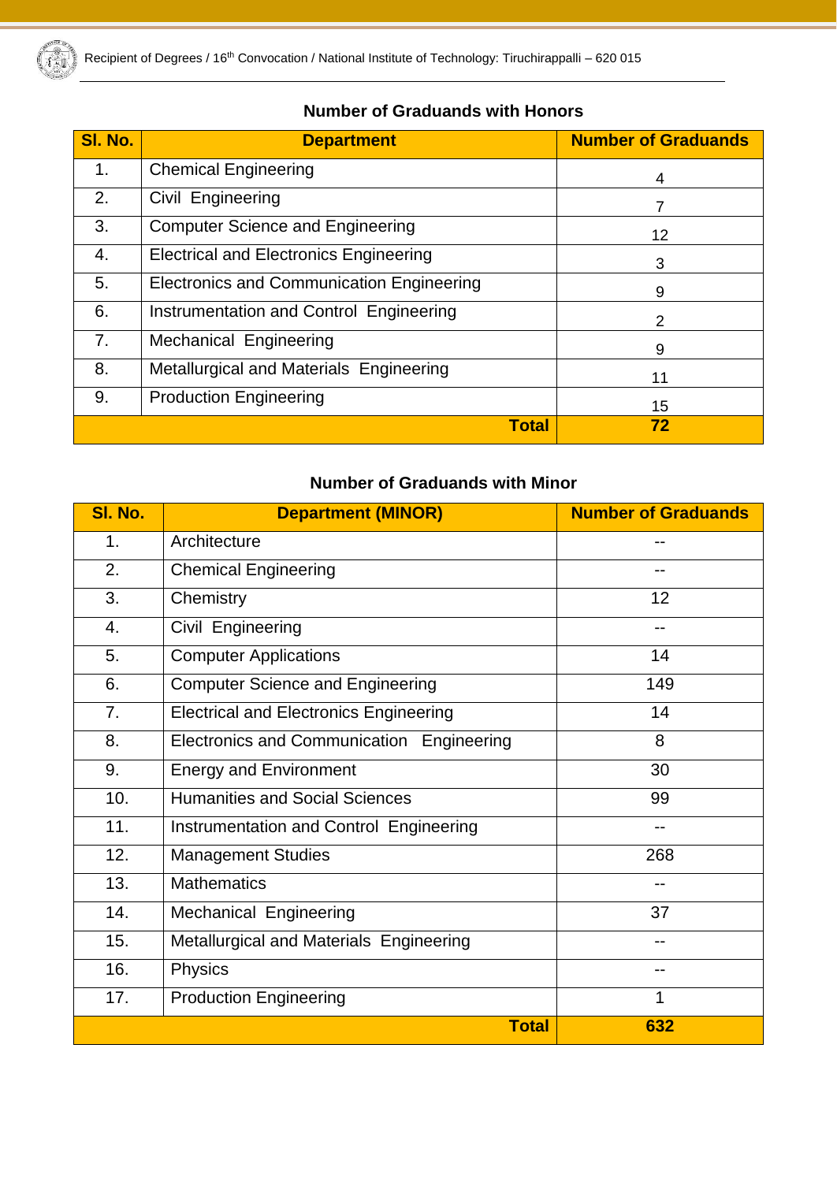## Number of Graduands with Honors

| Sl. No. | Department | Number of Graduands |
|---|---|---|
| 1. | Chemical Engineering | 4 |
| 2. | Civil Engineering | 7 |
| 3. | Computer Science and Engineering | 12 |
| 4. | Electrical and Electronics Engineering | 3 |
| 5. | Electronics and Communication Engineering | 9 |
| 6. | Instrumentation and Control Engineering | 2 |
| 7. | Mechanical Engineering | 9 |
| 8. | Metallurgical and Materials Engineering | 11 |
| 9. | Production Engineering | 15 |
| | **Total** | **72** |

## Number of Graduands with Minor

| Sl. No. | Department (MINOR) | Number of Graduands |
|---|---|---|
| 1. | Architecture | -- |
| 2. | Chemical Engineering | -- |
| 3. | Chemistry | 12 |
| 4. | Civil Engineering | -- |
| 5. | Computer Applications | 14 |
| 6. | Computer Science and Engineering | 149 |
| 7. | Electrical and Electronics Engineering | 14 |
| 8. | Electronics and Communication Engineering | 8 |
| 9. | Energy and Environment | 30 |
| 10. | Humanities and Social Sciences | 99 |
| 11. | Instrumentation and Control Engineering | -- |
| 12. | Management Studies | 268 |
| 13. | Mathematics | -- |
| 14. | Mechanical Engineering | 37 |
| 15. | Metallurgical and Materials Engineering | -- |
| 16. | Physics | -- |
| 17. | Production Engineering | 1 |
| | **Total** | **632** |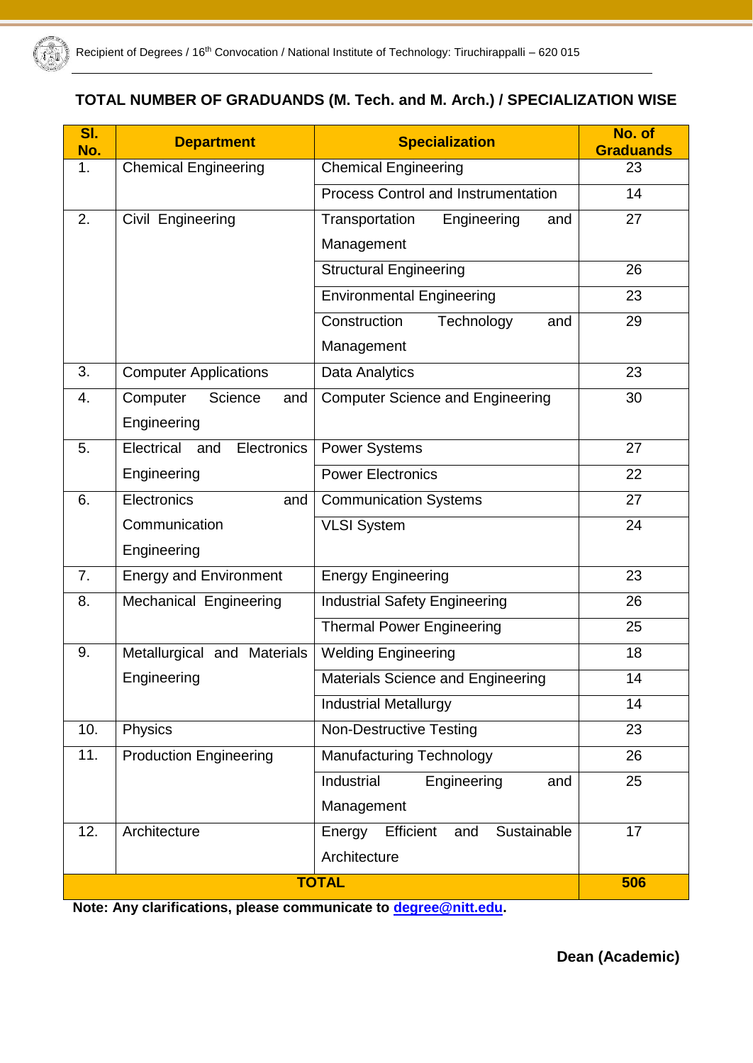## TOTAL NUMBER OF GRADUANDS (M. Tech. and M. Arch.) / SPECIALIZATION WISE

| Sl. No. | Department | Specialization | No. of Graduands |
|---|---|---|---|
| 1. | Chemical Engineering | Chemical Engineering | 23 |
| | | Process Control and Instrumentation | 14 |
| 2. | Civil Engineering | Transportation Engineering and Management | 27 |
| | | Structural Engineering | 26 |
| | | Environmental Engineering | 23 |
| | | Construction Technology and Management | 29 |
| 3. | Computer Applications | Data Analytics | 23 |
| 4. | Computer Science and Engineering | Computer Science and Engineering | 30 |
| 5. | Electrical and Electronics Engineering | Power Systems | 27 |
| | | Power Electronics | 22 |
| 6. | Electronics and Communication Engineering | Communication Systems | 27 |
| | | VLSI System | 24 |
| 7. | Energy and Environment | Energy Engineering | 23 |
| 8. | Mechanical Engineering | Industrial Safety Engineering | 26 |
| | | Thermal Power Engineering | 25 |
| 9. | Metallurgical and Materials Engineering | Welding Engineering | 18 |
| | | Materials Science and Engineering | 14 |
| | | Industrial Metallurgy | 14 |
| 10. | Physics | Non-Destructive Testing | 23 |
| 11. | Production Engineering | Manufacturing Technology | 26 |
| | | Industrial Engineering and Management | 25 |
| 12. | Architecture | Energy Efficient and Sustainable Architecture | 17 |
| **TOTAL** | | | **506** |

**Note: Any clarifications, please communicate to degree@nitt.edu.**

**Dean (Academic)**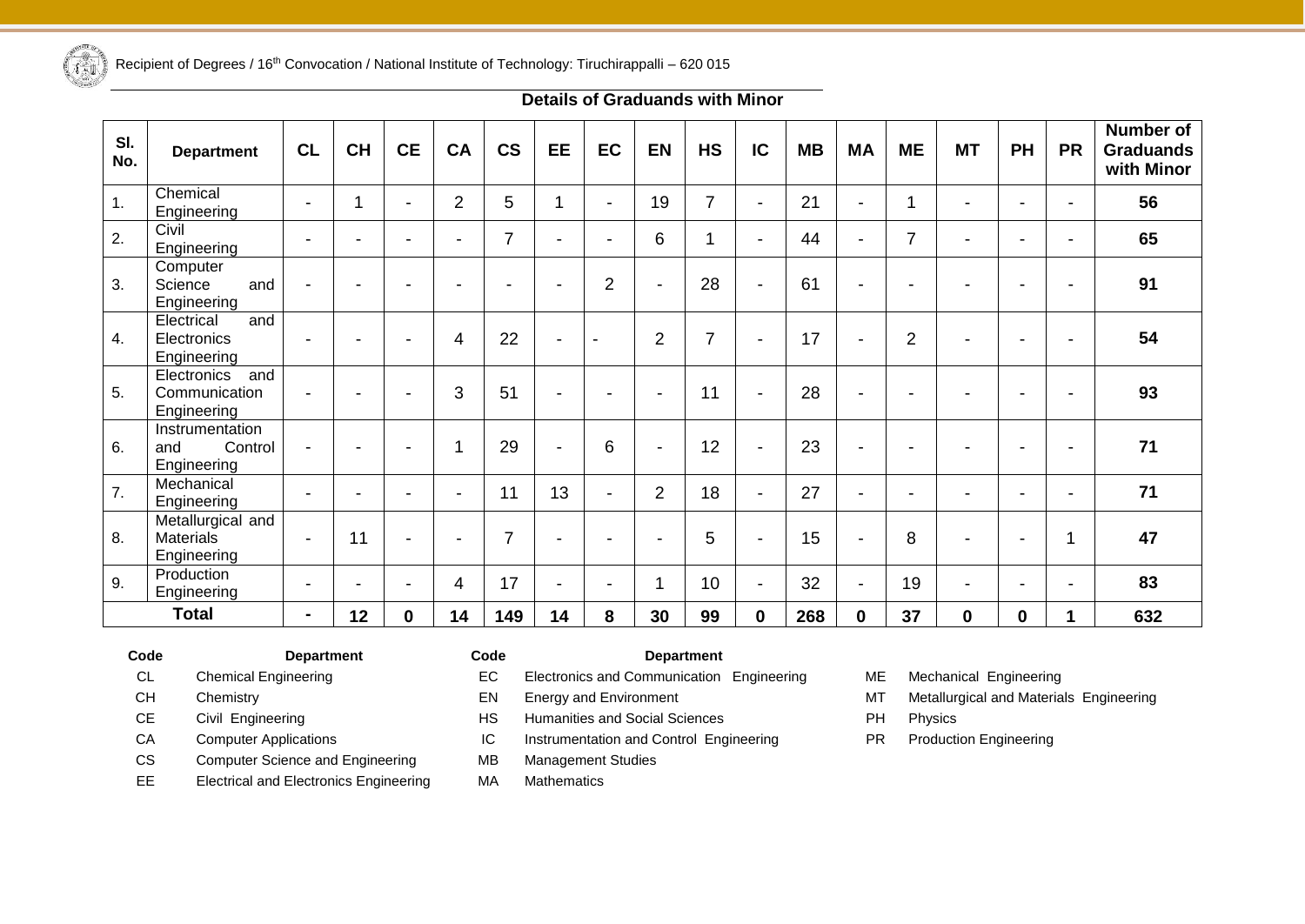## Details of Graduands with Minor

| Sl. No. | Department | CL | CH | CE | CA | CS | EE | EC | EN | HS | IC | MB | MA | ME | MT | PH | PR | Number of Graduands with Minor |
|---|---|---|---|---|---|---|---|---|---|---|---|---|---|---|---|---|---|---|
| 1. | Chemical Engineering | - | 1 | - | 2 | 5 | 1 | - | 19 | 7 | - | 21 | - | 1 | - | - | - | **56** |
| 2. | Civil Engineering | - | - | - | - | 7 | - | - | 6 | 1 | - | 44 | - | 7 | - | - | - | **65** |
| 3. | Computer Science and Engineering | - | - | - | - | - | - | 2 | - | 28 | - | 61 | - | - | - | - | - | **91** |
| 4. | Electrical and Electronics Engineering | - | - | - | 4 | 22 | - | - | 2 | 7 | - | 17 | - | 2 | - | - | - | **54** |
| 5. | Electronics and Communication Engineering | - | - | - | 3 | 51 | - | - | - | 11 | - | 28 | - | - | - | - | - | **93** |
| 6. | Instrumentation and Control Engineering | - | - | - | 1 | 29 | - | 6 | - | 12 | - | 23 | - | - | - | - | - | **71** |
| 7. | Mechanical Engineering | - | - | - | - | 11 | 13 | - | 2 | 18 | - | 27 | - | - | - | - | - | **71** |
| 8. | Metallurgical and Materials Engineering | - | 11 | - | - | 7 | - | - | - | 5 | - | 15 | - | 8 | - | - | 1 | **47** |
| 9. | Production Engineering | - | - | - | 4 | 17 | - | - | 1 | 10 | - | 32 | - | 19 | - | - | - | **83** |
| **Total** | | **-** | **12** | **0** | **14** | **149** | **14** | **8** | **30** | **99** | **0** | **268** | **0** | **37** | **0** | **0** | **1** | **632** |

| Code | Department |
|---|---|
| CL | Chemical Engineering |
| CH | Chemistry |
| CE | Civil Engineering |
| CA | Computer Applications |
| CS | Computer Science and Engineering |
| EE | Electrical and Electronics Engineering |
| EC | Electronics and Communication Engineering |
| EN | Energy and Environment |
| HS | Humanities and Social Sciences |
| IC | Instrumentation and Control Engineering |
| MB | Management Studies |
| MA | Mathematics |
| ME | Mechanical Engineering |
| MT | Metallurgical and Materials Engineering |
| PH | Physics |
| PR | Production Engineering |